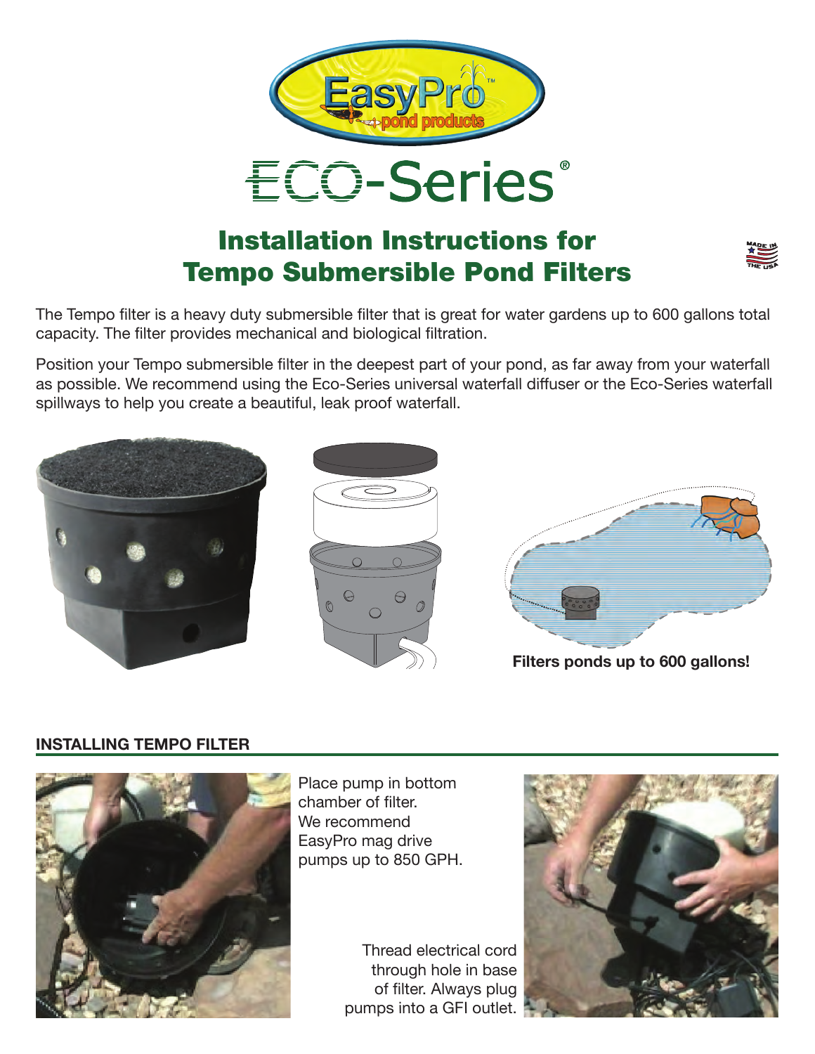# EasyPro pond products

# ECO-Series®

## Installation Instructions for Tempo Submersible Pond Filters

The Tempo filter is a heavy duty submersible filter that is great for water gardens up to 600 gallons total capacity. The filter provides mechanical and biological filtration.

Position your Tempo submersible filter in the deepest part of your pond, as far away from your waterfall as possible. We recommend using the Eco-Series universal waterfall diffuser or the Eco-Series waterfall spillways to help you create a beautiful, leak proof waterfall.

**Filters ponds up to 600 gallons!**

### INSTALLING TEMPO FILTER

Place pump in bottom chamber of filter. We recommend EasyPro mag drive pumps up to 850 GPH.

Thread electrical cord through hole in base of filter. Always plug pumps into a GFI outlet.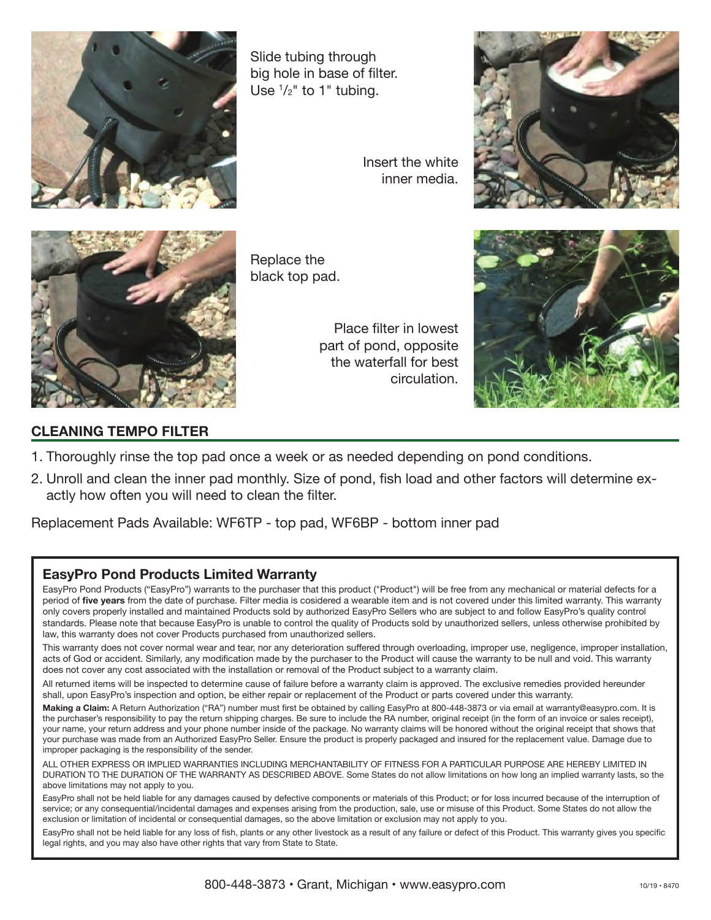Slide tubing through big hole in base of filter. Use $^1/_2$" to 1" tubing.

Insert the white inner media.

Replace the black top pad.

Place filter in lowest part of pond, opposite the waterfall for best circulation.

## CLEANING TEMPO FILTER

1. Thoroughly rinse the top pad once a week or as needed depending on pond conditions.
2. Unroll and clean the inner pad monthly. Size of pond, fish load and other factors will determine exactly how often you will need to clean the filter.

Replacement Pads Available: WF6TP - top pad, WF6BP - bottom inner pad

### EasyPro Pond Products Limited Warranty

EasyPro Pond Products ("EasyPro") warrants to the purchaser that this product ("Product") will be free from any mechanical or material defects for a period of **five years** from the date of purchase. Filter media is cosidered a wearable item and is not covered under this limited warranty. This warranty only covers properly installed and maintained Products sold by authorized EasyPro Sellers who are subject to and follow EasyPro's quality control standards. Please note that because EasyPro is unable to control the quality of Products sold by unauthorized sellers, unless otherwise prohibited by law, this warranty does not cover Products purchased from unauthorized sellers.

This warranty does not cover normal wear and tear, nor any deterioration suffered through overloading, improper use, negligence, improper installation, acts of God or accident. Similarly, any modification made by the purchaser to the Product will cause the warranty to be null and void. This warranty does not cover any cost associated with the installation or removal of the Product subject to a warranty claim.

All returned items will be inspected to determine cause of failure before a warranty claim is approved. The exclusive remedies provided hereunder shall, upon EasyPro's inspection and option, be either repair or replacement of the Product or parts covered under this warranty.

**Making a Claim:** A Return Authorization ("RA") number must first be obtained by calling EasyPro at 800-448-3873 or via email at warranty@easypro.com. It is the purchaser's responsibility to pay the return shipping charges. Be sure to include the RA number, original receipt (in the form of an invoice or sales receipt), your name, your return address and your phone number inside of the package. No warranty claims will be honored without the original receipt that shows that your purchase was made from an Authorized EasyPro Seller. Ensure the product is properly packaged and insured for the replacement value. Damage due to improper packaging is the responsibility of the sender.

ALL OTHER EXPRESS OR IMPLIED WARRANTIES INCLUDING MERCHANTABILITY OF FITNESS FOR A PARTICULAR PURPOSE ARE HEREBY LIMITED IN DURATION TO THE DURATION OF THE WARRANTY AS DESCRIBED ABOVE. Some States do not allow limitations on how long an implied warranty lasts, so the above limitations may not apply to you.

EasyPro shall not be held liable for any damages caused by defective components or materials of this Product; or for loss incurred because of the interruption of service; or any consequential/incidental damages and expenses arising from the production, sale, use or misuse of this Product. Some States do not allow the exclusion or limitation of incidental or consequential damages, so the above limitation or exclusion may not apply to you.

EasyPro shall not be held liable for any loss of fish, plants or any other livestock as a result of any failure or defect of this Product. This warranty gives you specific legal rights, and you may also have other rights that vary from State to State.

800-448-3873 • Grant, Michigan • www.easypro.com

10/19 • 8470